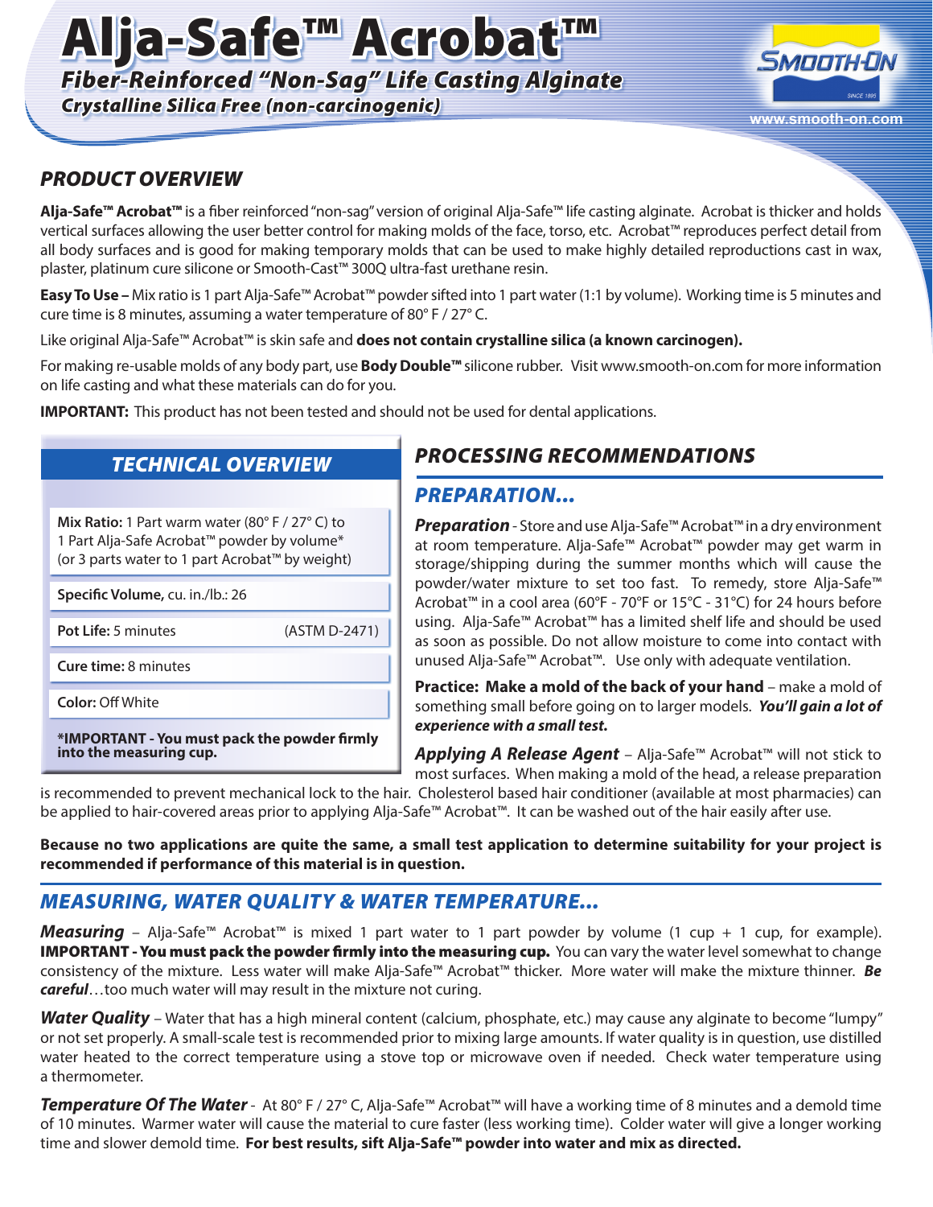# Alja-Safe™ Acrobat™

## Fiber-Reinforced "Non-Sag" Life Casting Alginate

### Crystalline Silica Free (non-carcinogenic)

www.smooth-on.com

## PRODUCT OVERVIEW

**Alja-Safe™ Acrobat™** is a fiber reinforced "non-sag" version of original Alja-Safe™ life casting alginate. Acrobat is thicker and holds vertical surfaces allowing the user better control for making molds of the face, torso, etc. Acrobat™ reproduces perfect detail from all body surfaces and is good for making temporary molds that can be used to make highly detailed reproductions cast in wax, plaster, platinum cure silicone or Smooth-Cast™ 300Q ultra-fast urethane resin.

**Easy To Use –** Mix ratio is 1 part Alja-Safe™ Acrobat™ powder sifted into 1 part water (1:1 by volume). Working time is 5 minutes and cure time is 8 minutes, assuming a water temperature of 80° F / 27° C.

Like original Alja-Safe™ Acrobat™ is skin safe and **does not contain crystalline silica (a known carcinogen).**

For making re-usable molds of any body part, use **Body Double™** silicone rubber. Visit www.smooth-on.com for more information on life casting and what these materials can do for you.

**IMPORTANT:** This product has not been tested and should not be used for dental applications.

## TECHNICAL OVERVIEW

**Mix Ratio:** 1 Part warm water (80° F / 27° C) to 1 Part Alja-Safe Acrobat™ powder by volume* (or 3 parts water to 1 part Acrobat™ by weight)

**Specific Volume,** cu. in./lb.: 26

**Pot Life:** 5 minutes (ASTM D-2471)

**Cure time:** 8 minutes

**Color:** Off White

***IMPORTANT - You must pack the powder firmly into the measuring cup.**

## PROCESSING RECOMMENDATIONS

### PREPARATION...

***Preparation*** - Store and use Alja-Safe™ Acrobat™ in a dry environment at room temperature. Alja-Safe™ Acrobat™ powder may get warm in storage/shipping during the summer months which will cause the powder/water mixture to set too fast. To remedy, store Alja-Safe™ Acrobat™ in a cool area (60°F - 70°F or 15°C - 31°C) for 24 hours before using. Alja-Safe™ Acrobat™ has a limited shelf life and should be used as soon as possible. Do not allow moisture to come into contact with unused Alja-Safe™ Acrobat™. Use only with adequate ventilation.

**Practice: Make a mold of the back of your hand** – make a mold of something small before going on to larger models. ***You'll gain a lot of experience with a small test.***

***Applying A Release Agent*** – Alja-Safe™ Acrobat™ will not stick to most surfaces. When making a mold of the head, a release preparation is recommended to prevent mechanical lock to the hair. Cholesterol based hair conditioner (available at most pharmacies) can be applied to hair-covered areas prior to applying Alja-Safe™ Acrobat™. It can be washed out of the hair easily after use.

**Because no two applications are quite the same, a small test application to determine suitability for your project is recommended if performance of this material is in question.**

## MEASURING, WATER QUALITY & WATER TEMPERATURE...

***Measuring*** – Alja-Safe™ Acrobat™ is mixed 1 part water to 1 part powder by volume (1 cup + 1 cup, for example). **IMPORTANT - You must pack the powder firmly into the measuring cup.** You can vary the water level somewhat to change consistency of the mixture. Less water will make Alja-Safe™ Acrobat™ thicker. More water will make the mixture thinner. ***Be careful***…too much water will may result in the mixture not curing.

***Water Quality*** – Water that has a high mineral content (calcium, phosphate, etc.) may cause any alginate to become "lumpy" or not set properly. A small-scale test is recommended prior to mixing large amounts. If water quality is in question, use distilled water heated to the correct temperature using a stove top or microwave oven if needed. Check water temperature using a thermometer.

***Temperature Of The Water*** - At 80° F / 27° C, Alja-Safe™ Acrobat™ will have a working time of 8 minutes and a demold time of 10 minutes. Warmer water will cause the material to cure faster (less working time). Colder water will give a longer working time and slower demold time. **For best results, sift Alja-Safe™ powder into water and mix as directed.**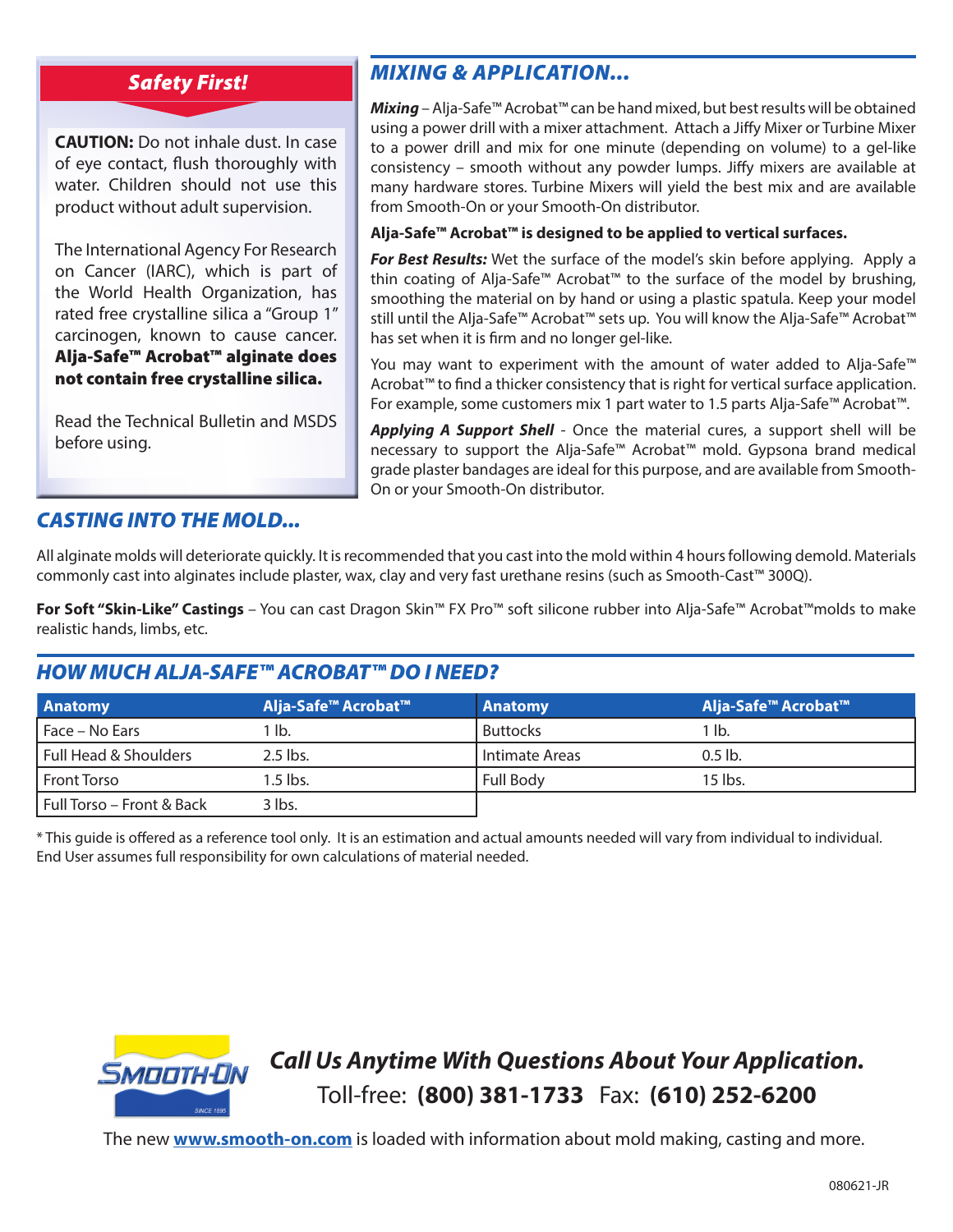## Safety First!

**CAUTION:** Do not inhale dust. In case of eye contact, flush thoroughly with water. Children should not use this product without adult supervision.

The International Agency For Research on Cancer (IARC), which is part of the World Health Organization, has rated free crystalline silica a "Group 1" carcinogen, known to cause cancer. **Alja-Safe™ Acrobat™ alginate does not contain free crystalline silica.**

Read the Technical Bulletin and MSDS before using.

## MIXING & APPLICATION...

***Mixing*** – Alja-Safe™ Acrobat™ can be hand mixed, but best results will be obtained using a power drill with a mixer attachment. Attach a Jiffy Mixer or Turbine Mixer to a power drill and mix for one minute (depending on volume) to a gel-like consistency – smooth without any powder lumps. Jiffy mixers are available at many hardware stores. Turbine Mixers will yield the best mix and are available from Smooth-On or your Smooth-On distributor.

**Alja-Safe™ Acrobat™ is designed to be applied to vertical surfaces.**

***For Best Results:*** Wet the surface of the model's skin before applying. Apply a thin coating of Alja-Safe™ Acrobat™ to the surface of the model by brushing, smoothing the material on by hand or using a plastic spatula. Keep your model still until the Alja-Safe™ Acrobat™ sets up. You will know the Alja-Safe™ Acrobat™ has set when it is firm and no longer gel-like.

You may want to experiment with the amount of water added to Alja-Safe™ Acrobat™ to find a thicker consistency that is right for vertical surface application. For example, some customers mix 1 part water to 1.5 parts Alja-Safe™ Acrobat™.

***Applying A Support Shell*** - Once the material cures, a support shell will be necessary to support the Alja-Safe™ Acrobat™ mold. Gypsona brand medical grade plaster bandages are ideal for this purpose, and are available from Smooth-On or your Smooth-On distributor.

## CASTING INTO THE MOLD...

All alginate molds will deteriorate quickly. It is recommended that you cast into the mold within 4 hours following demold. Materials commonly cast into alginates include plaster, wax, clay and very fast urethane resins (such as Smooth-Cast™ 300Q).

**For Soft "Skin-Like" Castings** – You can cast Dragon Skin™ FX Pro™ soft silicone rubber into Alja-Safe™ Acrobat™molds to make realistic hands, limbs, etc.

## HOW MUCH ALJA-SAFE™ ACROBAT™ DO I NEED?

| Anatomy | Alja-Safe™ Acrobat™ | Anatomy | Alja-Safe™ Acrobat™ |
|---|---|---|---|
| Face – No Ears | 1 lb. | Buttocks | 1 lb. |
| Full Head & Shoulders | 2.5 lbs. | Intimate Areas | 0.5 lb. |
| Front Torso | 1.5 lbs. | Full Body | 15 lbs. |
| Full Torso – Front & Back | 3 lbs. | | |

* This guide is offered as a reference tool only. It is an estimation and actual amounts needed will vary from individual to individual. End User assumes full responsibility for own calculations of material needed.

***Call Us Anytime With Questions About Your Application.***

Toll-free: **(800) 381-1733** Fax: **(610) 252-6200**

The new **www.smooth-on.com** is loaded with information about mold making, casting and more.

080621-JR